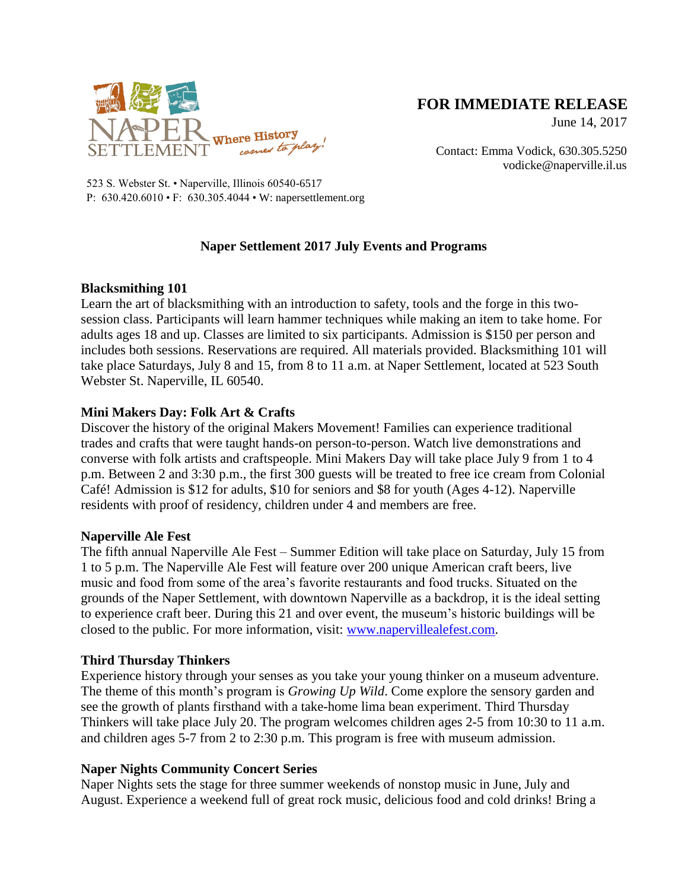NAPER SETTLEMENT Where History comes to play!

523 S. Webster St. • Naperville, Illinois 60540-6517
P: 630.420.6010 • F: 630.305.4044 • W: napersettlement.org

**FOR IMMEDIATE RELEASE**
June 14, 2017

Contact: Emma Vodick, 630.305.5250
vodicke@naperville.il.us

## Naper Settlement 2017 July Events and Programs

### Blacksmithing 101

Learn the art of blacksmithing with an introduction to safety, tools and the forge in this two-session class. Participants will learn hammer techniques while making an item to take home. For adults ages 18 and up. Classes are limited to six participants. Admission is $150 per person and includes both sessions. Reservations are required. All materials provided. Blacksmithing 101 will take place Saturdays, July 8 and 15, from 8 to 11 a.m. at Naper Settlement, located at 523 South Webster St. Naperville, IL 60540.

### Mini Makers Day: Folk Art & Crafts

Discover the history of the original Makers Movement! Families can experience traditional trades and crafts that were taught hands-on person-to-person. Watch live demonstrations and converse with folk artists and craftspeople. Mini Makers Day will take place July 9 from 1 to 4 p.m. Between 2 and 3:30 p.m., the first 300 guests will be treated to free ice cream from Colonial Café! Admission is $12 for adults, $10 for seniors and $8 for youth (Ages 4-12). Naperville residents with proof of residency, children under 4 and members are free.

### Naperville Ale Fest

The fifth annual Naperville Ale Fest – Summer Edition will take place on Saturday, July 15 from 1 to 5 p.m. The Naperville Ale Fest will feature over 200 unique American craft beers, live music and food from some of the area's favorite restaurants and food trucks. Situated on the grounds of the Naper Settlement, with downtown Naperville as a backdrop, it is the ideal setting to experience craft beer. During this 21 and over event, the museum's historic buildings will be closed to the public. For more information, visit: [www.napervillealefest.com](http://www.napervillealefest.com).

### Third Thursday Thinkers

Experience history through your senses as you take your young thinker on a museum adventure. The theme of this month's program is *Growing Up Wild*. Come explore the sensory garden and see the growth of plants firsthand with a take-home lima bean experiment. Third Thursday Thinkers will take place July 20. The program welcomes children ages 2-5 from 10:30 to 11 a.m. and children ages 5-7 from 2 to 2:30 p.m. This program is free with museum admission.

### Naper Nights Community Concert Series

Naper Nights sets the stage for three summer weekends of nonstop music in June, July and August. Experience a weekend full of great rock music, delicious food and cold drinks! Bring a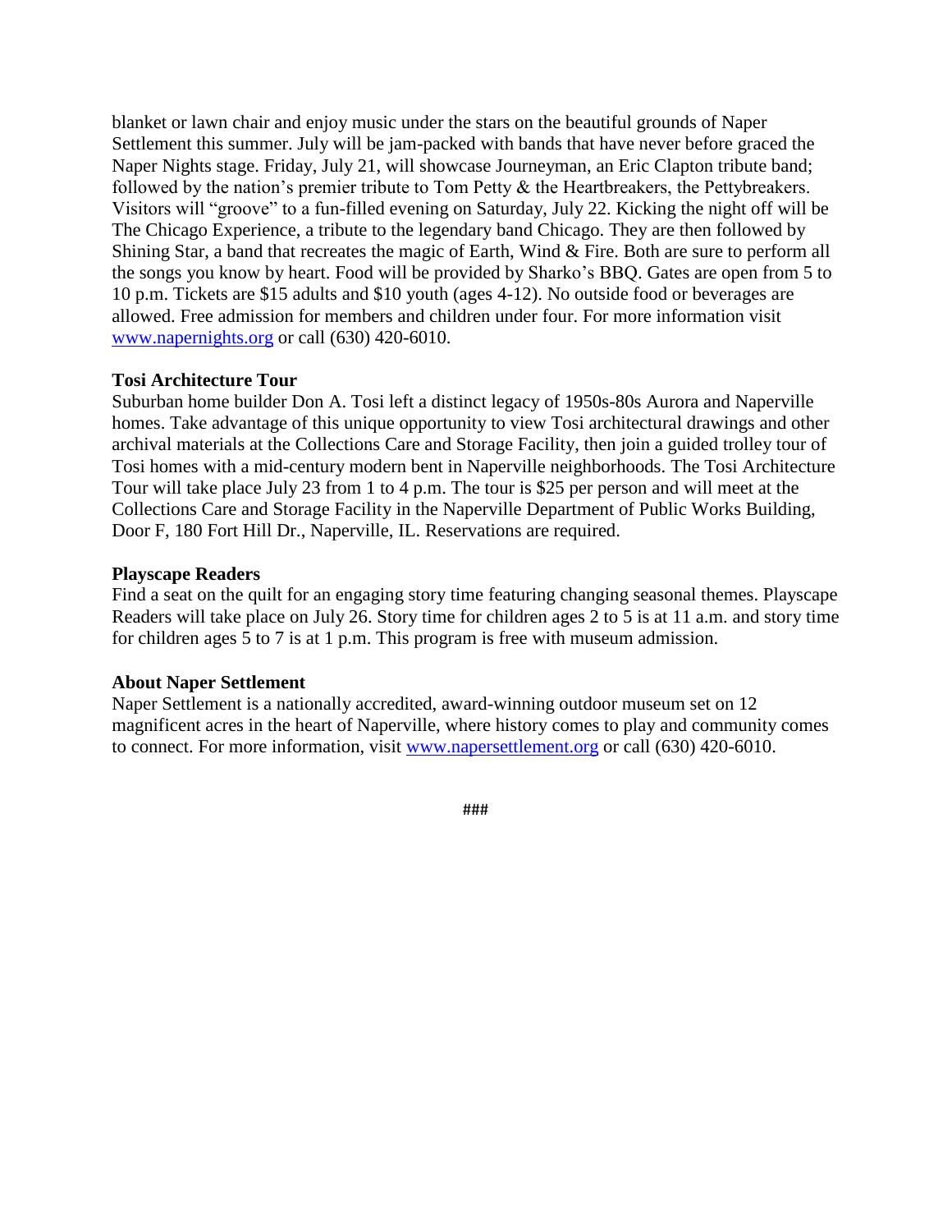blanket or lawn chair and enjoy music under the stars on the beautiful grounds of Naper Settlement this summer. July will be jam-packed with bands that have never before graced the Naper Nights stage. Friday, July 21, will showcase Journeyman, an Eric Clapton tribute band; followed by the nation's premier tribute to Tom Petty & the Heartbreakers, the Pettybreakers. Visitors will "groove" to a fun-filled evening on Saturday, July 22. Kicking the night off will be The Chicago Experience, a tribute to the legendary band Chicago. They are then followed by Shining Star, a band that recreates the magic of Earth, Wind & Fire. Both are sure to perform all the songs you know by heart. Food will be provided by Sharko's BBQ. Gates are open from 5 to 10 p.m. Tickets are $15 adults and $10 youth (ages 4-12). No outside food or beverages are allowed. Free admission for members and children under four. For more information visit [www.napernights.org](http://www.napernights.org) or call (630) 420-6010.

**Tosi Architecture Tour**
Suburban home builder Don A. Tosi left a distinct legacy of 1950s-80s Aurora and Naperville homes. Take advantage of this unique opportunity to view Tosi architectural drawings and other archival materials at the Collections Care and Storage Facility, then join a guided trolley tour of Tosi homes with a mid-century modern bent in Naperville neighborhoods. The Tosi Architecture Tour will take place July 23 from 1 to 4 p.m. The tour is $25 per person and will meet at the Collections Care and Storage Facility in the Naperville Department of Public Works Building, Door F, 180 Fort Hill Dr., Naperville, IL. Reservations are required.

**Playscape Readers**
Find a seat on the quilt for an engaging story time featuring changing seasonal themes. Playscape Readers will take place on July 26. Story time for children ages 2 to 5 is at 11 a.m. and story time for children ages 5 to 7 is at 1 p.m. This program is free with museum admission.

**About Naper Settlement**
Naper Settlement is a nationally accredited, award-winning outdoor museum set on 12 magnificent acres in the heart of Naperville, where history comes to play and community comes to connect. For more information, visit [www.napersettlement.org](http://www.napersettlement.org) or call (630) 420-6010.

###